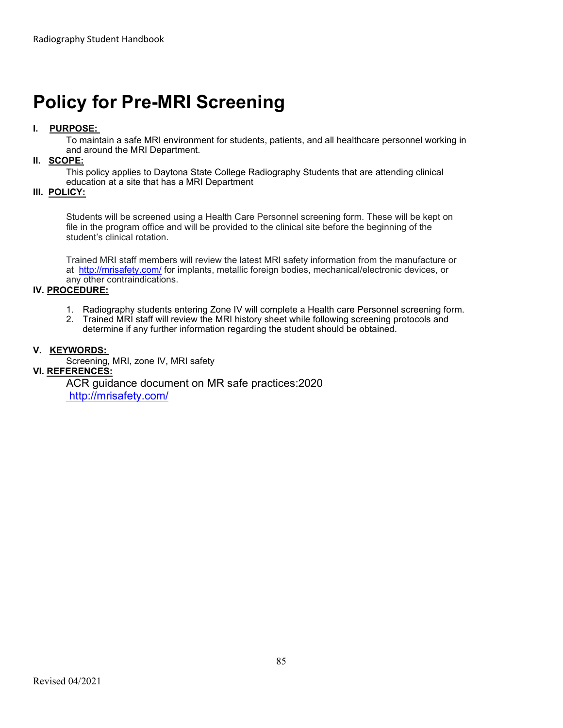# Policy for Pre-MRI Screening

**I. PURPOSE:**

To maintain a safe MRI environment for students, patients, and all healthcare personnel working in and around the MRI Department.

**II. SCOPE:**

This policy applies to Daytona State College Radiography Students that are attending clinical education at a site that has a MRI Department

**III. POLICY:**

Students will be screened using a Health Care Personnel screening form. These will be kept on file in the program office and will be provided to the clinical site before the beginning of the student's clinical rotation.

Trained MRI staff members will review the latest MRI safety information from the manufacture or at http://mrisafety.com/ for implants, metallic foreign bodies, mechanical/electronic devices, or any other contraindications.

**IV. PROCEDURE:**

1. Radiography students entering Zone IV will complete a Health care Personnel screening form.
2. Trained MRI staff will review the MRI history sheet while following screening protocols and determine if any further information regarding the student should be obtained.

**V. KEYWORDS:**

Screening, MRI, zone IV, MRI safety

**VI. REFERENCES:**

ACR guidance document on MR safe practices:2020
http://mrisafety.com/

Revised 04/2021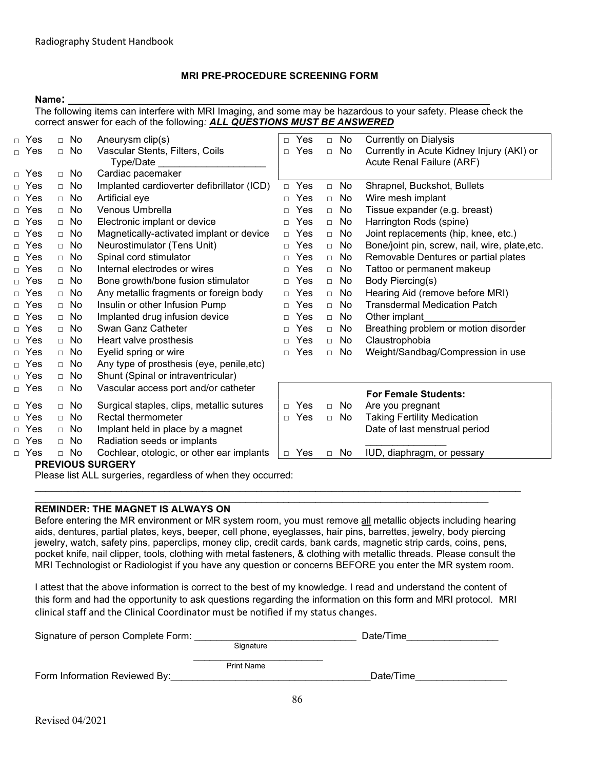## MRI PRE-PROCEDURE SCREENING FORM

**Name:** \_\_\_\_\_\_\_\_\_\_\_\_\_\_\_\_\_\_\_\_\_\_\_\_\_\_\_\_\_\_\_\_\_\_\_\_\_\_\_\_\_\_\_\_\_\_\_\_\_\_\_\_\_\_\_\_\_\_\_\_\_\_\_\_\_\_\_\_

The following items can interfere with MRI Imaging, and some may be hazardous to your safety. Please check the correct answer for each of the following*:* ***ALL QUESTIONS MUST BE ANSWERED***

| | | | | | |
|---|---|---|---|---|---|
| □ Yes | □ No | Aneurysm clip(s) | □ Yes | □ No | Currently on Dialysis |
| □ Yes | □ No | Vascular Stents, Filters, Coils Type/Date \_\_\_\_\_\_\_\_\_\_\_\_\_\_\_\_\_\_\_\_ | □ Yes | □ No | Currently in Acute Kidney Injury (AKI) or Acute Renal Failure (ARF) |
| □ Yes | □ No | Cardiac pacemaker | | | |
| □ Yes | □ No | Implanted cardioverter defibrillator (ICD) | □ Yes | □ No | Shrapnel, Buckshot, Bullets |
| □ Yes | □ No | Artificial eye | □ Yes | □ No | Wire mesh implant |
| □ Yes | □ No | Venous Umbrella | □ Yes | □ No | Tissue expander (e.g. breast) |
| □ Yes | □ No | Electronic implant or device | □ Yes | □ No | Harrington Rods (spine) |
| □ Yes | □ No | Magnetically-activated implant or device | □ Yes | □ No | Joint replacements (hip, knee, etc.) |
| □ Yes | □ No | Neurostimulator (Tens Unit) | □ Yes | □ No | Bone/joint pin, screw, nail, wire, plate,etc. |
| □ Yes | □ No | Spinal cord stimulator | □ Yes | □ No | Removable Dentures or partial plates |
| □ Yes | □ No | Internal electrodes or wires | □ Yes | □ No | Tattoo or permanent makeup |
| □ Yes | □ No | Bone growth/bone fusion stimulator | □ Yes | □ No | Body Piercing(s) |
| □ Yes | □ No | Any metallic fragments or foreign body | □ Yes | □ No | Hearing Aid (remove before MRI) |
| □ Yes | □ No | Insulin or other Infusion Pump | □ Yes | □ No | Transdermal Medication Patch |
| □ Yes | □ No | Implanted drug infusion device | □ Yes | □ No | Other implant\_\_\_\_\_\_\_\_\_\_\_\_\_\_\_\_\_ |
| □ Yes | □ No | Swan Ganz Catheter | □ Yes | □ No | Breathing problem or motion disorder |
| □ Yes | □ No | Heart valve prosthesis | □ Yes | □ No | Claustrophobia |
| □ Yes | □ No | Eyelid spring or wire | □ Yes | □ No | Weight/Sandbag/Compression in use |
| □ Yes | □ No | Any type of prosthesis (eye, penile,etc) | | | |
| □ Yes | □ No | Shunt (Spinal or intraventricular) | | | |
| □ Yes | □ No | Vascular access port and/or catheter | | | **For Female Students:** |
| □ Yes | □ No | Surgical staples, clips, metallic sutures | □ Yes | □ No | Are you pregnant |
| □ Yes | □ No | Rectal thermometer | □ Yes | □ No | Taking Fertility Medication |
| □ Yes | □ No | Implant held in place by a magnet | | | Date of last menstrual period |
| □ Yes | □ No | Radiation seeds or implants | | | \_\_\_\_\_\_\_\_\_\_\_\_\_\_\_ |
| □ Yes | □ No | Cochlear, otologic, or other ear implants | □ Yes | □ No | IUD, diaphragm, or pessary |

**PREVIOUS SURGERY**

Please list ALL surgeries, regardless of when they occurred:

\_\_\_\_\_\_\_\_\_\_\_\_\_\_\_\_\_\_\_\_\_\_\_\_\_\_\_\_\_\_\_\_\_\_\_\_\_\_\_\_\_\_\_\_\_\_\_\_\_\_\_\_\_\_\_\_\_\_\_\_\_\_\_\_\_\_\_\_\_\_\_\_\_\_\_\_\_\_\_\_\_\_\_\_\_\_

\_\_\_\_\_\_\_\_\_\_\_\_\_\_\_\_\_\_\_\_\_\_\_\_\_\_\_\_\_\_\_\_\_\_\_\_\_\_\_\_\_\_\_\_\_\_\_\_\_\_\_\_\_\_\_\_\_\_\_\_\_\_\_\_\_\_\_\_\_\_\_\_\_\_\_\_\_\_\_\_\_\_\_\_\_\_

**REMINDER: THE MAGNET IS ALWAYS ON**

Before entering the MR environment or MR system room, you must remove <u>all</u> metallic objects including hearing aids, dentures, partial plates, keys, beeper, cell phone, eyeglasses, hair pins, barrettes, jewelry, body piercing jewelry, watch, safety pins, paperclips, money clip, credit cards, bank cards, magnetic strip cards, coins, pens, pocket knife, nail clipper, tools, clothing with metal fasteners, & clothing with metallic threads. Please consult the MRI Technologist or Radiologist if you have any question or concerns BEFORE you enter the MR system room.

I attest that the above information is correct to the best of my knowledge. I read and understand the content of this form and had the opportunity to ask questions regarding the information on this form and MRI protocol. MRI clinical staff and the Clinical Coordinator must be notified if my status changes.

Signature of person Complete Form: \_\_\_\_\_\_\_\_\_\_\_\_\_\_\_\_\_\_\_\_\_\_\_\_\_\_\_\_\_\_ Date/Time\_\_\_\_\_\_\_\_\_\_\_\_\_\_\_\_\_

Signature

\_\_\_\_\_\_\_\_\_\_\_\_\_\_\_\_\_\_\_\_\_\_\_\_\_\_

Print Name

Form Information Reviewed By:\_\_\_\_\_\_\_\_\_\_\_\_\_\_\_\_\_\_\_\_\_\_\_\_\_\_\_\_\_\_\_\_\_\_\_\_\_\_Date/Time\_\_\_\_\_\_\_\_\_\_\_\_\_\_\_\_\_

Revised 04/2021